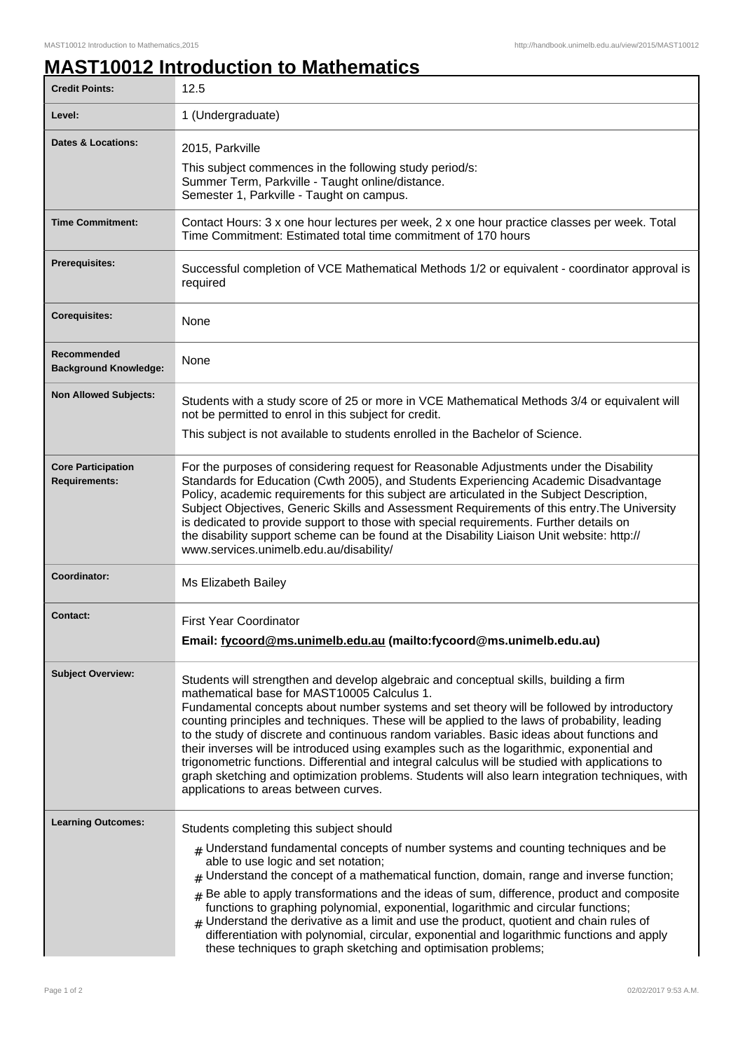# MAST10012 Introduction to Mathematics

| | |
|---|---|
| **Credit Points:** | 12.5 |
| **Level:** | 1 (Undergraduate) |
| **Dates & Locations:** | 2015, Parkville<br>This subject commences in the following study period/s:<br>Summer Term, Parkville - Taught online/distance.<br>Semester 1, Parkville - Taught on campus. |
| **Time Commitment:** | Contact Hours: 3 x one hour lectures per week, 2 x one hour practice classes per week. Total Time Commitment: Estimated total time commitment of 170 hours |
| **Prerequisites:** | Successful completion of VCE Mathematical Methods 1/2 or equivalent - coordinator approval is required |
| **Corequisites:** | None |
| **Recommended Background Knowledge:** | None |
| **Non Allowed Subjects:** | Students with a study score of 25 or more in VCE Mathematical Methods 3/4 or equivalent will not be permitted to enrol in this subject for credit.<br>This subject is not available to students enrolled in the Bachelor of Science. |
| **Core Participation Requirements:** | For the purposes of considering request for Reasonable Adjustments under the Disability Standards for Education (Cwth 2005), and Students Experiencing Academic Disadvantage Policy, academic requirements for this subject are articulated in the Subject Description, Subject Objectives, Generic Skills and Assessment Requirements of this entry.The University is dedicated to provide support to those with special requirements. Further details on the disability support scheme can be found at the Disability Liaison Unit website: http://www.services.unimelb.edu.au/disability/ |
| **Coordinator:** | Ms Elizabeth Bailey |
| **Contact:** | First Year Coordinator<br>**Email: fycoord@ms.unimelb.edu.au (mailto:fycoord@ms.unimelb.edu.au)** |
| **Subject Overview:** | Students will strengthen and develop algebraic and conceptual skills, building a firm mathematical base for MAST10005 Calculus 1.<br>Fundamental concepts about number systems and set theory will be followed by introductory counting principles and techniques. These will be applied to the laws of probability, leading to the study of discrete and continuous random variables. Basic ideas about functions and their inverses will be introduced using examples such as the logarithmic, exponential and trigonometric functions. Differential and integral calculus will be studied with applications to graph sketching and optimization problems. Students will also learn integration techniques, with applications to areas between curves. |
| **Learning Outcomes:** | Students completing this subject should<br># Understand fundamental concepts of number systems and counting techniques and be able to use logic and set notation;<br># Understand the concept of a mathematical function, domain, range and inverse function;<br># Be able to apply transformations and the ideas of sum, difference, product and composite functions to graphing polynomial, exponential, logarithmic and circular functions;<br># Understand the derivative as a limit and use the product, quotient and chain rules of differentiation with polynomial, circular, exponential and logarithmic functions and apply these techniques to graph sketching and optimisation problems; |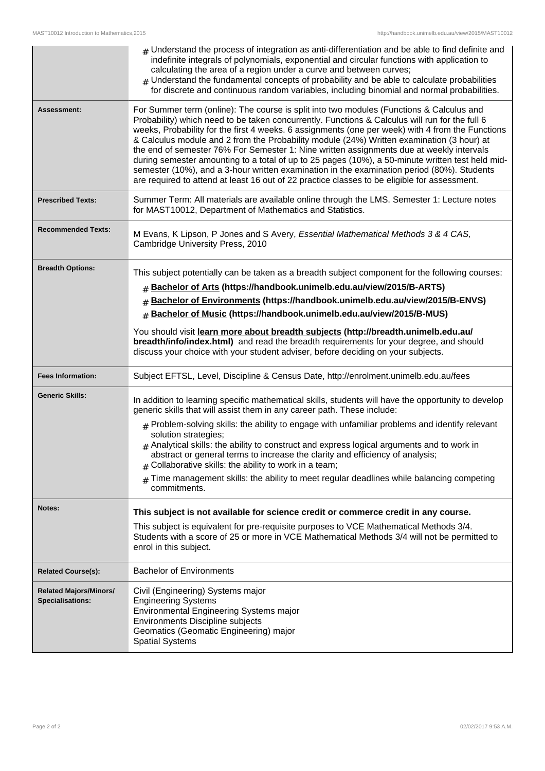| | |
|---|---|
| | # Understand the process of integration as anti-differentiation and be able to find definite and indefinite integrals of polynomials, exponential and circular functions with application to calculating the area of a region under a curve and between curves;<br># Understand the fundamental concepts of probability and be able to calculate probabilities for discrete and continuous random variables, including binomial and normal probabilities. |
| **Assessment:** | For Summer term (online): The course is split into two modules (Functions & Calculus and Probability) which need to be taken concurrently. Functions & Calculus will run for the full 6 weeks, Probability for the first 4 weeks. 6 assignments (one per week) with 4 from the Functions & Calculus module and 2 from the Probability module (24%) Written examination (3 hour) at the end of semester 76% For Semester 1: Nine written assignments due at weekly intervals during semester amounting to a total of up to 25 pages (10%), a 50-minute written test held mid-semester (10%), and a 3-hour written examination in the examination period (80%). Students are required to attend at least 16 out of 22 practice classes to be eligible for assessment. |
| **Prescribed Texts:** | Summer Term: All materials are available online through the LMS. Semester 1: Lecture notes for MAST10012, Department of Mathematics and Statistics. |
| **Recommended Texts:** | M Evans, K Lipson, P Jones and S Avery, *Essential Mathematical Methods 3 & 4 CAS,* Cambridge University Press, 2010 |
| **Breadth Options:** | This subject potentially can be taken as a breadth subject component for the following courses:<br># **Bachelor of Arts (https://handbook.unimelb.edu.au/view/2015/B-ARTS)**<br># **Bachelor of Environments (https://handbook.unimelb.edu.au/view/2015/B-ENVS)**<br># **Bachelor of Music (https://handbook.unimelb.edu.au/view/2015/B-MUS)**<br>You should visit **learn more about breadth subjects (http://breadth.unimelb.edu.au/breadth/info/index.html)** and read the breadth requirements for your degree, and should discuss your choice with your student adviser, before deciding on your subjects. |
| **Fees Information:** | Subject EFTSL, Level, Discipline & Census Date, http://enrolment.unimelb.edu.au/fees |
| **Generic Skills:** | In addition to learning specific mathematical skills, students will have the opportunity to develop generic skills that will assist them in any career path. These include:<br># Problem-solving skills: the ability to engage with unfamiliar problems and identify relevant solution strategies;<br># Analytical skills: the ability to construct and express logical arguments and to work in abstract or general terms to increase the clarity and efficiency of analysis;<br># Collaborative skills: the ability to work in a team;<br># Time management skills: the ability to meet regular deadlines while balancing competing commitments. |
| **Notes:** | **This subject is not available for science credit or commerce credit in any course.**<br>This subject is equivalent for pre-requisite purposes to VCE Mathematical Methods 3/4. Students with a score of 25 or more in VCE Mathematical Methods 3/4 will not be permitted to enrol in this subject. |
| **Related Course(s):** | Bachelor of Environments |
| **Related Majors/Minors/ Specialisations:** | Civil (Engineering) Systems major<br>Engineering Systems<br>Environmental Engineering Systems major<br>Environments Discipline subjects<br>Geomatics (Geomatic Engineering) major<br>Spatial Systems |